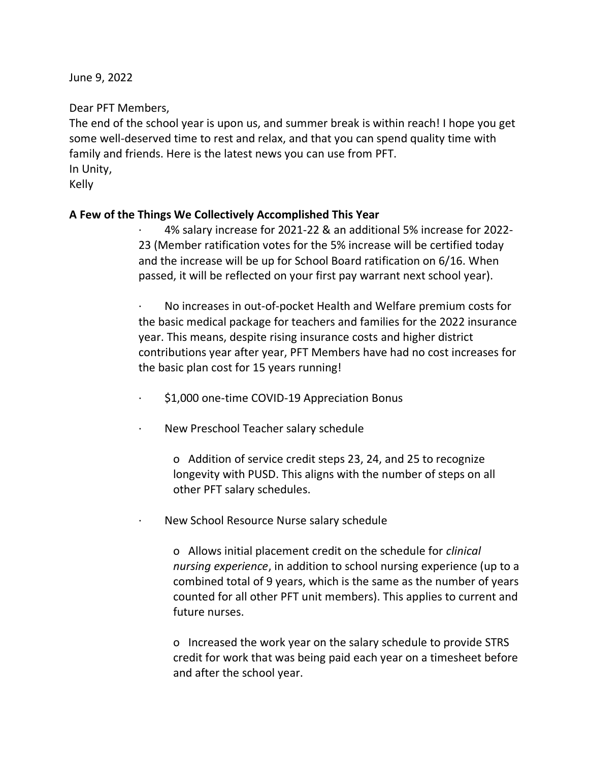June 9, 2022

Dear PFT Members,

The end of the school year is upon us, and summer break is within reach! I hope you get some well-deserved time to rest and relax, and that you can spend quality time with family and friends. Here is the latest news you can use from PFT.

In Unity,

Kelly

**A Few of the Things We Collectively Accomplished This Year**

- 4% salary increase for 2021-22 & an additional 5% increase for 2022-23 (Member ratification votes for the 5% increase will be certified today and the increase will be up for School Board ratification on 6/16. When passed, it will be reflected on your first pay warrant next school year).

- No increases in out-of-pocket Health and Welfare premium costs for the basic medical package for teachers and families for the 2022 insurance year. This means, despite rising insurance costs and higher district contributions year after year, PFT Members have had no cost increases for the basic plan cost for 15 years running!

- $1,000 one-time COVID-19 Appreciation Bonus

- New Preschool Teacher salary schedule

  - Addition of service credit steps 23, 24, and 25 to recognize longevity with PUSD. This aligns with the number of steps on all other PFT salary schedules.

- New School Resource Nurse salary schedule

  - Allows initial placement credit on the schedule for *clinical nursing experience*, in addition to school nursing experience (up to a combined total of 9 years, which is the same as the number of years counted for all other PFT unit members). This applies to current and future nurses.

  - Increased the work year on the salary schedule to provide STRS credit for work that was being paid each year on a timesheet before and after the school year.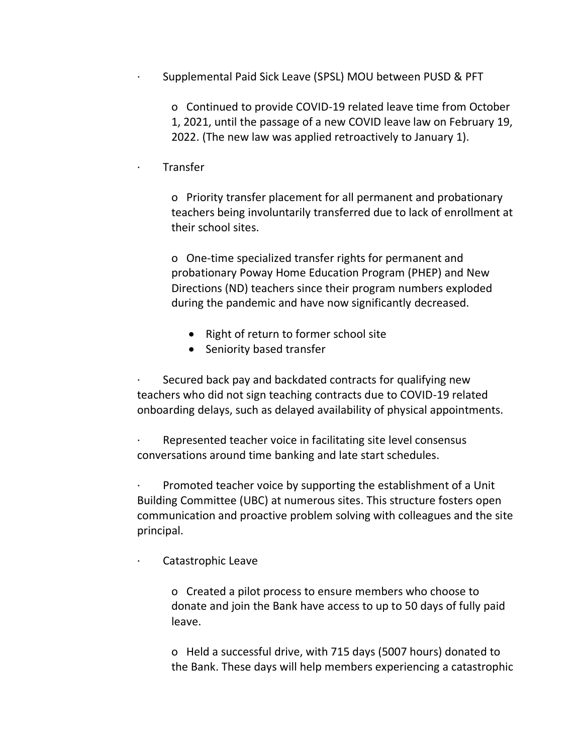- Supplemental Paid Sick Leave (SPSL) MOU between PUSD & PFT
    - Continued to provide COVID-19 related leave time from October 1, 2021, until the passage of a new COVID leave law on February 19, 2022. (The new law was applied retroactively to January 1).
- Transfer
    - Priority transfer placement for all permanent and probationary teachers being involuntarily transferred due to lack of enrollment at their school sites.
    - One-time specialized transfer rights for permanent and probationary Poway Home Education Program (PHEP) and New Directions (ND) teachers since their program numbers exploded during the pandemic and have now significantly decreased.
        - Right of return to former school site
        - Seniority based transfer
- Secured back pay and backdated contracts for qualifying new teachers who did not sign teaching contracts due to COVID-19 related onboarding delays, such as delayed availability of physical appointments.
- Represented teacher voice in facilitating site level consensus conversations around time banking and late start schedules.
- Promoted teacher voice by supporting the establishment of a Unit Building Committee (UBC) at numerous sites. This structure fosters open communication and proactive problem solving with colleagues and the site principal.
- Catastrophic Leave
    - Created a pilot process to ensure members who choose to donate and join the Bank have access to up to 50 days of fully paid leave.
    - Held a successful drive, with 715 days (5007 hours) donated to the Bank. These days will help members experiencing a catastrophic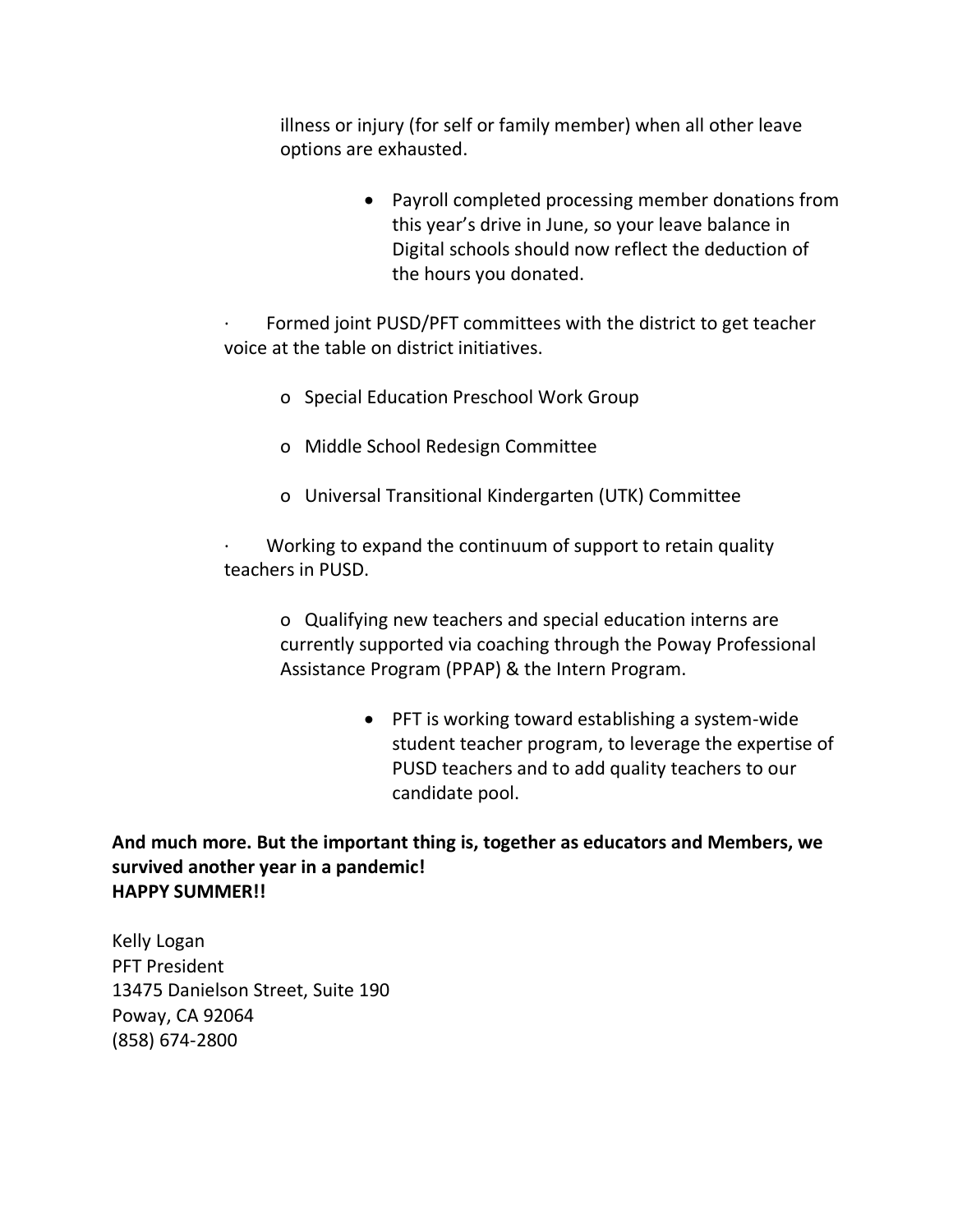illness or injury (for self or family member) when all other leave options are exhausted.

- Payroll completed processing member donations from this year's drive in June, so your leave balance in Digital schools should now reflect the deduction of the hours you donated.

- Formed joint PUSD/PFT committees with the district to get teacher voice at the table on district initiatives.
  - Special Education Preschool Work Group
  - Middle School Redesign Committee
  - Universal Transitional Kindergarten (UTK) Committee

- Working to expand the continuum of support to retain quality teachers in PUSD.
  - Qualifying new teachers and special education interns are currently supported via coaching through the Poway Professional Assistance Program (PPAP) & the Intern Program.
    - PFT is working toward establishing a system-wide student teacher program, to leverage the expertise of PUSD teachers and to add quality teachers to our candidate pool.

**And much more. But the important thing is, together as educators and Members, we survived another year in a pandemic!**
**HAPPY SUMMER!!**

Kelly Logan
PFT President
13475 Danielson Street, Suite 190
Poway, CA 92064
(858) 674-2800